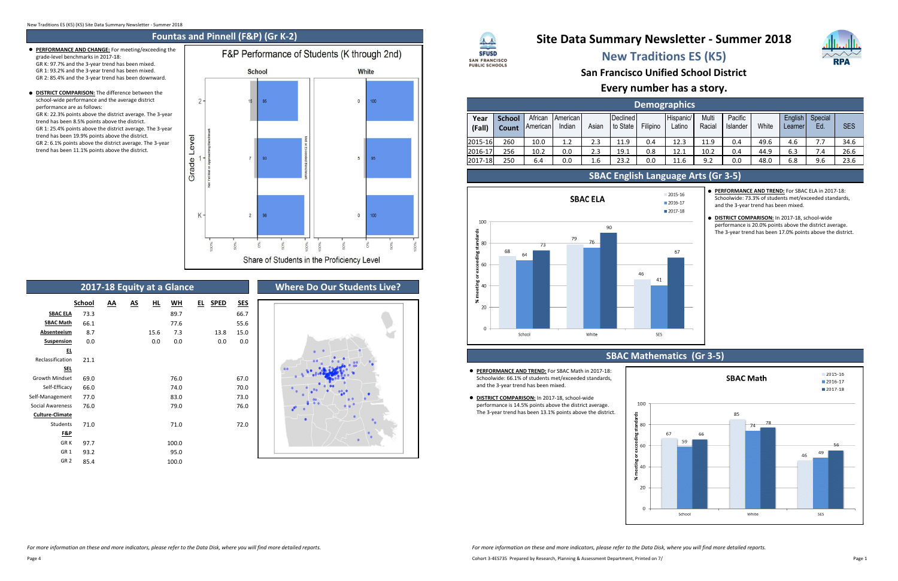## Fountas and Pinnell (F&P) (Gr K-2)

- **PERFORMANCE AND CHANGE:** For meeting/exceeding the grade-level benchmarks in 2017-18:
  GR K: 97.7% and the 3-year trend has been mixed.
  GR 1: 93.2% and the 3-year trend has been mixed.
  GR 2: 85.4% and the 3-year trend has been downward.

- **DISTRICT COMPARISON:** The difference between the school-wide performance and the average district performance are as follows:
  GR K: 22.3% points above the district average. The 3-year trend has been 8.5% points above the district.
  GR 1: 25.4% points above the district average. The 3-year trend has been 19.9% points above the district.
  GR 2: 6.1% points above the district average. The 3-year trend has been 11.1% points above the district.

F&P Performance of Students (K through 2nd)

| Grade Level | School: Not Yet Met or Approaching Benchmark | School: Met or Exceeded Benchmark | White: Not Yet Met or Approaching Benchmark | White: Met or Exceeded Benchmark |
|---|---|---|---|---|
| 2 | 15 | 85 | 0 | 100 |
| 1 | 7 | 93 | 5 | 95 |
| K | 2 | 98 | 0 | 100 |

Share of Students in the Proficiency Level

## 2017-18 Equity at a Glance

| | School | AA | AS | HL | WH | EL | SPED | SES |
|---|---|---|---|---|---|---|---|---|
| **SBAC ELA** | 73.3 | | | | 89.7 | | | 66.7 |
| **SBAC Math** | 66.1 | | | | 77.6 | | | 55.6 |
| **Absenteeism** | 8.7 | | | 15.6 | 7.3 | | 13.8 | 15.0 |
| **Suspension** | 0.0 | | | 0.0 | 0.0 | | 0.0 | 0.0 |
| **EL** | | | | | | | | |
| Reclassification | 21.1 | | | | | | | |
| **SEL** | | | | | | | | |
| Growth Mindset | 69.0 | | | | 76.0 | | | 67.0 |
| Self-Efficacy | 66.0 | | | | 74.0 | | | 70.0 |
| Self-Management | 77.0 | | | | 83.0 | | | 73.0 |
| Social Awareness | 76.0 | | | | 79.0 | | | 76.0 |
| **Culture-Climate** | | | | | | | | |
| Students | 71.0 | | | | 71.0 | | | 72.0 |
| **F&P** | | | | | | | | |
| GR K | 97.7 | | | | 100.0 | | | |
| GR 1 | 93.2 | | | | 95.0 | | | |
| GR 2 | 85.4 | | | | 100.0 | | | |

## Where Do Our Students Live?

*For more information on these and more indicators, please refer to the Data Disk, where you will find more detailed reports.*

# Site Data Summary Newsletter - Summer 2018

## New Traditions ES (K5)

### San Francisco Unified School District

### Every number has a story.

## Demographics

| Year (Fall) | School Count | African American | American Indian | Asian | Declined to State | Filipino | Hispanic/ Latino | Multi Racial | Pacific Islander | White | English Learner | Special Ed. | SES |
|---|---|---|---|---|---|---|---|---|---|---|---|---|---|
| 2015-16 | 260 | 10.0 | 1.2 | 2.3 | 11.9 | 0.4 | 12.3 | 11.9 | 0.4 | 49.6 | 4.6 | 7.7 | 34.6 |
| 2016-17 | 256 | 10.2 | 0.0 | 2.3 | 19.1 | 0.8 | 12.1 | 10.2 | 0.4 | 44.9 | 6.3 | 7.4 | 26.6 |
| 2017-18 | 250 | 6.4 | 0.0 | 1.6 | 23.2 | 0.0 | 11.6 | 9.2 | 0.0 | 48.0 | 6.8 | 9.6 | 23.6 |

## SBAC English Language Arts (Gr 3-5)

SBAC ELA (% meeting or exceeding standards)

| | 2015-16 | 2016-17 | 2017-18 |
|---|---|---|---|
| School | 68 | 64 | 73 |
| White | 79 | 76 | 90 |
| SES | 46 | 41 | 67 |

- **PERFORMANCE AND TREND:** For SBAC ELA in 2017-18: Schoolwide: 73.3% of students met/exceeded standards, and the 3-year trend has been mixed.
- **DISTRICT COMPARISON:** In 2017-18, school-wide performance is 20.0% points above the district average. The 3-year trend has been 17.0% points above the district.

## SBAC Mathematics (Gr 3-5)

- **PERFORMANCE AND TREND:** For SBAC Math in 2017-18: Schoolwide: 66.1% of students met/exceeded standards, and the 3-year trend has been mixed.
- **DISTRICT COMPARISON:** In 2017-18, school-wide performance is 14.5% points above the district average. The 3-year trend has been 13.1% points above the district.

SBAC Math (% meeting or exceeding standards)

| | 2015-16 | 2016-17 | 2017-18 |
|---|---|---|---|
| School | 67 | 59 | 66 |
| White | 85 | 74 | 78 |
| SES | 46 | 49 | 56 |

*For more information on these and more indicators, please refer to the Data Disk, where you will find more detailed reports.*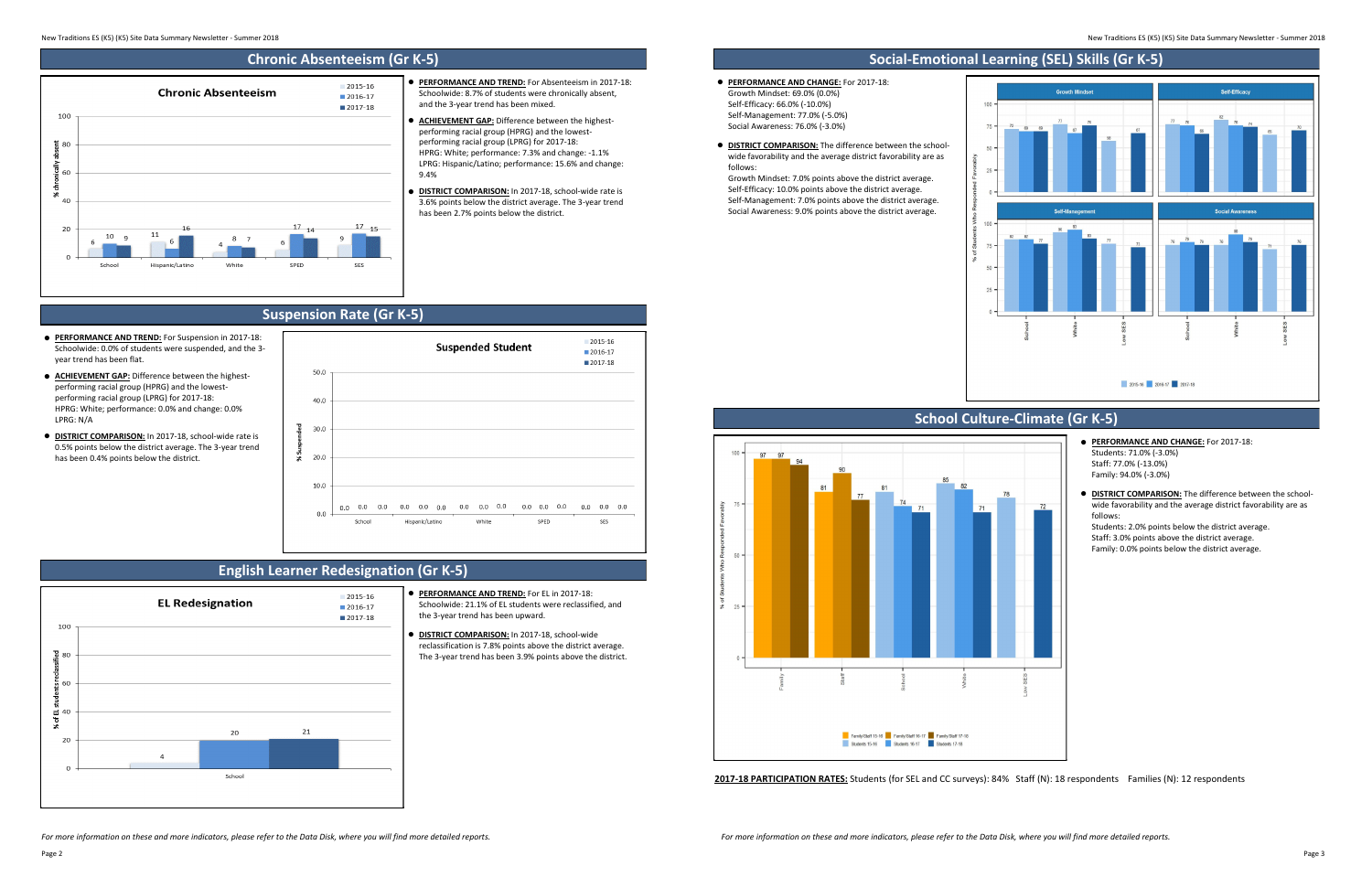## Chronic Absenteeism (Gr K-5)

Chronic Absenteeism

2015-16
2016-17
2017-18

% chronically absent

100
80
60
40
20
0

School: 6, 10, 9
Hispanic/Latino: 11, 6, 16
White: 4, 8, 7
SPED: 6, 17, 14
SES: 9, 17, 15

- **PERFORMANCE AND TREND:** For Absenteeism in 2017-18: Schoolwide: 8.7% of students were chronically absent, and the 3-year trend has been mixed.
- **ACHIEVEMENT GAP:** Difference between the highest-performing racial group (HPRG) and the lowest-performing racial group (LPRG) for 2017-18:
  HPRG: White; performance: 7.3% and change: -1.1%
  LPRG: Hispanic/Latino; performance: 15.6% and change: 9.4%
- **DISTRICT COMPARISON:** In 2017-18, school-wide rate is 3.6% points below the district average. The 3-year trend has been 2.7% points below the district.

## Suspension Rate (Gr K-5)

- **PERFORMANCE AND TREND:** For Suspension in 2017-18: Schoolwide: 0.0% of students were suspended, and the 3-year trend has been flat.
- **ACHIEVEMENT GAP:** Difference between the highest-performing racial group (HPRG) and the lowest-performing racial group (LPRG) for 2017-18:
  HPRG: White; performance: 0.0% and change: 0.0%
  LPRG: N/A
- **DISTRICT COMPARISON:** In 2017-18, school-wide rate is 0.5% points below the district average. The 3-year trend has been 0.4% points below the district.

Suspended Student

2015-16
2016-17
2017-18

% Suspended

50.0
40.0
30.0
20.0
10.0
0.0

School: 0.0, 0.0, 0.0
Hispanic/Latino: 0.0, 0.0, 0.0
White: 0.0, 0.0, 0.0
SPED: 0.0, 0.0, 0.0
SES: 0.0, 0.0, 0.0

## English Learner Redesignation (Gr K-5)

EL Redesignation

2015-16
2016-17
2017-18

% of EL students reclassified

100
80
60
40
20
0

School: 4, 20, 21

- **PERFORMANCE AND TREND:** For EL in 2017-18: Schoolwide: 21.1% of EL students were reclassified, and the 3-year trend has been upward.
- **DISTRICT COMPARISON:** In 2017-18, school-wide reclassification is 7.8% points above the district average. The 3-year trend has been 3.9% points above the district.

*For more information on these and more indicators, please refer to the Data Disk, where you will find more detailed reports.*

## Social-Emotional Learning (SEL) Skills (Gr K-5)

- **PERFORMANCE AND CHANGE:** For 2017-18:
  Growth Mindset: 69.0% (0.0%)
  Self-Efficacy: 66.0% (-10.0%)
  Self-Management: 77.0% (-5.0%)
  Social Awareness: 76.0% (-3.0%)
- **DISTRICT COMPARISON:** The difference between the school-wide favorability and the average district favorability are as follows:
  Growth Mindset: 7.0% points above the district average.
  Self-Efficacy: 10.0% points above the district average.
  Self-Management: 7.0% points above the district average.
  Social Awareness: 9.0% points above the district average.

% of Students Who Responded Favorably

Growth Mindset: School 70, 69, 69; White 77, 67, 75; Low SES 58, 67
Self-Efficacy: School 77, 76, 66; White 82, 76, 74; Low SES 65, 70
Self-Management: School 80, 80, 77; White 90, 93, 83; Low SES 77, 73
Social Awareness: School 76, 79, 76; White 76, 88, 79; Low SES 71, 76

2015-16 2016-17 2017-18

## School Culture-Climate (Gr K-5)

% of Students Who Responded Favorably

Family: 97, 97, 94
Staff: 81, 90, 77
School: 81, 74, 71
White: 85, 82, 71
Low SES: 78, 72

Family/Staff 15-16 Family/Staff 16-17 Family/Staff 17-18
Students 15-16 Students 16-17 Students 17-18

- **PERFORMANCE AND CHANGE:** For 2017-18:
  Students: 71.0% (-3.0%)
  Staff: 77.0% (-13.0%)
  Family: 94.0% (-3.0%)
- **DISTRICT COMPARISON:** The difference between the school-wide favorability and the average district favorability are as follows:
  Students: 2.0% points below the district average.
  Staff: 3.0% points above the district average.
  Family: 0.0% points below the district average.

**2017-18 PARTICIPATION RATES:** Students (for SEL and CC surveys): 84% Staff (N): 18 respondents Families (N): 12 respondents

*For more information on these and more indicators, please refer to the Data Disk, where you will find more detailed reports.*